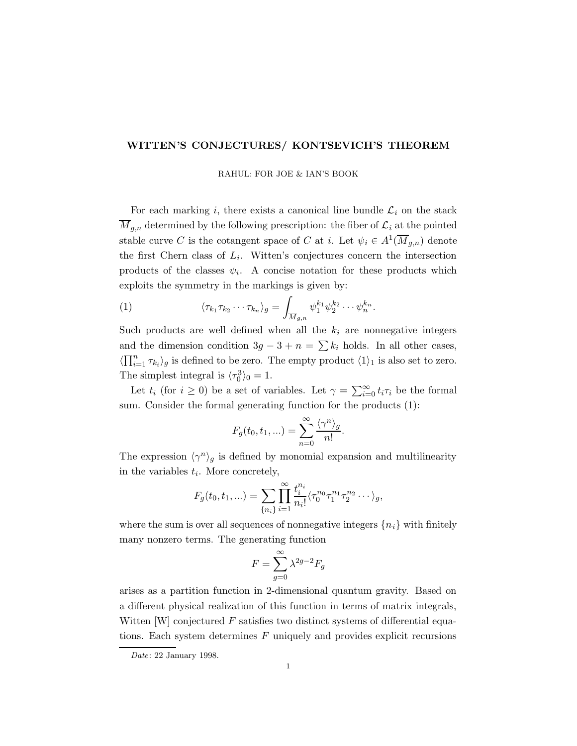# WITTEN'S CONJECTURES/ KONTSEVICH'S THEOREM

RAHUL: FOR JOE & IAN'S BOOK

For each marking $i$, there exists a canonical line bundle $\mathcal{L}_i$ on the stack $\overline{M}_{g,n}$ determined by the following prescription: the fiber of $\mathcal{L}_i$ at the pointed stable curve $C$ is the cotangent space of $C$ at $i$. Let $\psi_i \in A^1(\overline{M}_{g,n})$ denote the first Chern class of $L_i$. Witten's conjectures concern the intersection products of the classes $\psi_i$. A concise notation for these products which exploits the symmetry in the markings is given by:

$$\langle \tau_{k_1} \tau_{k_2} \cdots \tau_{k_n} \rangle_g = \int_{\overline{M}_{g,n}} \psi_1^{k_1} \psi_2^{k_2} \cdots \psi_n^{k_n}. \tag{1}$$

Such products are well defined when all the $k_i$ are nonnegative integers and the dimension condition $3g - 3 + n = \sum k_i$ holds. In all other cases, $\langle \prod_{i=1}^n \tau_{k_i} \rangle_g$ is defined to be zero. The empty product $\langle 1 \rangle_1$ is also set to zero. The simplest integral is $\langle \tau_0^3 \rangle_0 = 1$.

Let $t_i$ (for $i \geq 0$) be a set of variables. Let $\gamma = \sum_{i=0}^{\infty} t_i \tau_i$ be the formal sum. Consider the formal generating function for the products (1):

$$F_g(t_0, t_1, ...) = \sum_{n=0}^{\infty} \frac{\langle \gamma^n \rangle_g}{n!}.$$

The expression $\langle \gamma^n \rangle_g$ is defined by monomial expansion and multilinearity in the variables $t_i$. More concretely,

$$F_g(t_0, t_1, ...) = \sum_{\{n_i\}} \prod_{i=1}^{\infty} \frac{t_i^{n_i}}{n_i!} \langle \tau_0^{n_0} \tau_1^{n_1} \tau_2^{n_2} \cdots \rangle_g,$$

where the sum is over all sequences of nonnegative integers $\{n_i\}$ with finitely many nonzero terms. The generating function

$$F = \sum_{g=0}^{\infty} \lambda^{2g-2} F_g$$

arises as a partition function in 2-dimensional quantum gravity. Based on a different physical realization of this function in terms of matrix integrals, Witten [W] conjectured $F$ satisfies two distinct systems of differential equations. Each system determines $F$ uniquely and provides explicit recursions

*Date*: 22 January 1998.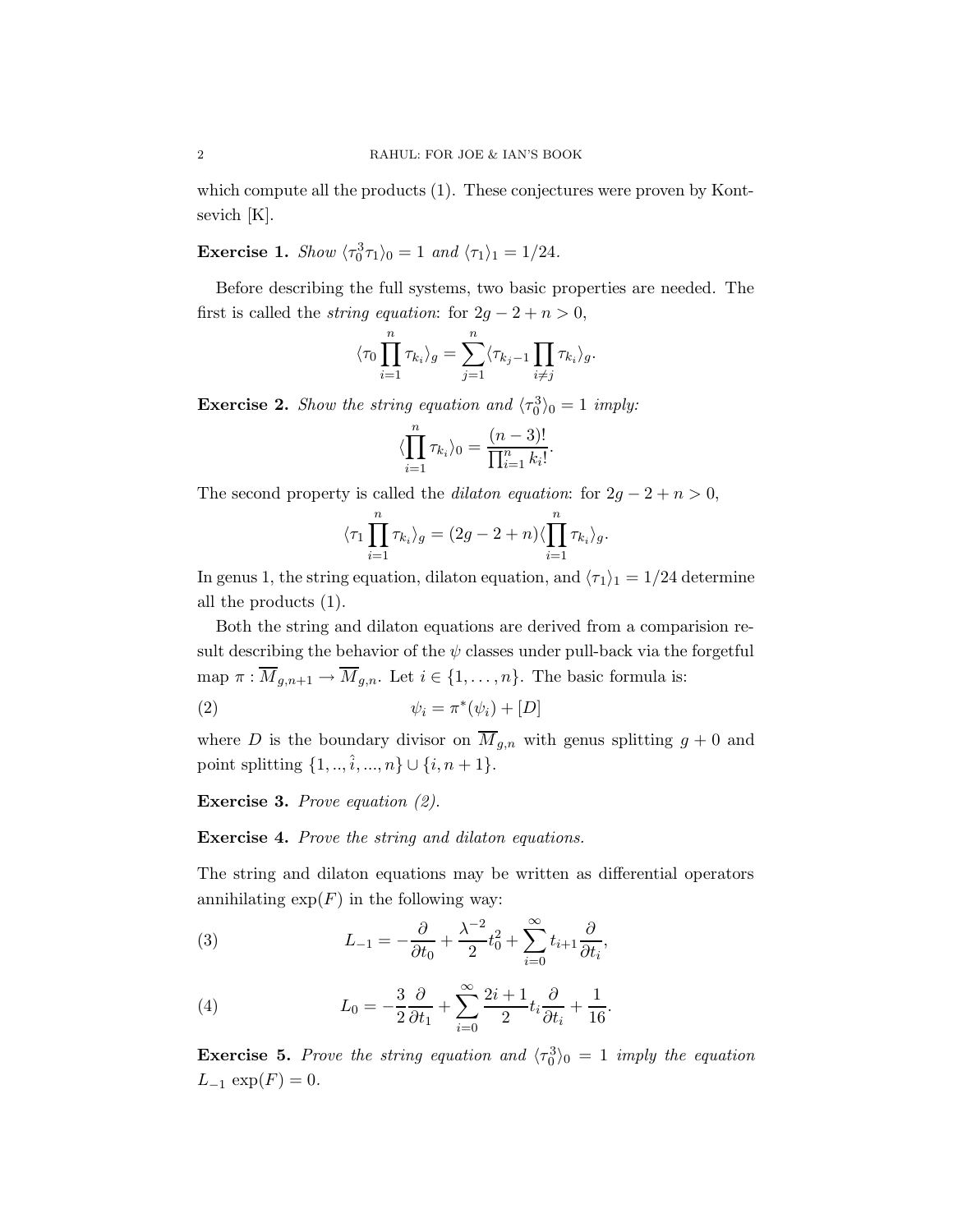which compute all the products (1). These conjectures were proven by Kontsevich [K].

**Exercise 1.** *Show* $\langle \tau_0^3 \tau_1 \rangle_0 = 1$ *and* $\langle \tau_1 \rangle_1 = 1/24$.

Before describing the full systems, two basic properties are needed. The first is called the *string equation*: for $2g - 2 + n > 0$,

$$\langle \tau_0 \prod_{i=1}^{n} \tau_{k_i} \rangle_g = \sum_{j=1}^{n} \langle \tau_{k_j - 1} \prod_{i \neq j} \tau_{k_i} \rangle_g.$$

**Exercise 2.** *Show the string equation and* $\langle \tau_0^3 \rangle_0 = 1$ *imply:*

$$\langle \prod_{i=1}^{n} \tau_{k_i} \rangle_0 = \frac{(n-3)!}{\prod_{i=1}^{n} k_i!}.$$

The second property is called the *dilaton equation*: for $2g - 2 + n > 0$,

$$\langle \tau_1 \prod_{i=1}^{n} \tau_{k_i} \rangle_g = (2g - 2 + n) \langle \prod_{i=1}^{n} \tau_{k_i} \rangle_g.$$

In genus 1, the string equation, dilaton equation, and $\langle \tau_1 \rangle_1 = 1/24$ determine all the products (1).

Both the string and dilaton equations are derived from a comparision result describing the behavior of the $\psi$ classes under pull-back via the forgetful map $\pi : \overline{M}_{g,n+1} \to \overline{M}_{g,n}$. Let $i \in \{1, \ldots, n\}$. The basic formula is:

$$\psi_i = \pi^*(\psi_i) + [D] \tag{2}$$

where $D$ is the boundary divisor on $\overline{M}_{g,n}$ with genus splitting $g + 0$ and point splitting $\{1, .., \hat{i}, ..., n\} \cup \{i, n+1\}$.

**Exercise 3.** *Prove equation (2).*

**Exercise 4.** *Prove the string and dilaton equations.*

The string and dilaton equations may be written as differential operators annihilating $\exp(F)$ in the following way:

$$L_{-1} = -\frac{\partial}{\partial t_0} + \frac{\lambda^{-2}}{2} t_0^2 + \sum_{i=0}^{\infty} t_{i+1} \frac{\partial}{\partial t_i}, \tag{3}$$

$$L_0 = -\frac{3}{2} \frac{\partial}{\partial t_1} + \sum_{i=0}^{\infty} \frac{2i+1}{2} t_i \frac{\partial}{\partial t_i} + \frac{1}{16}. \tag{4}$$

**Exercise 5.** *Prove the string equation and* $\langle \tau_0^3 \rangle_0 = 1$ *imply the equation* $L_{-1} \exp(F) = 0$.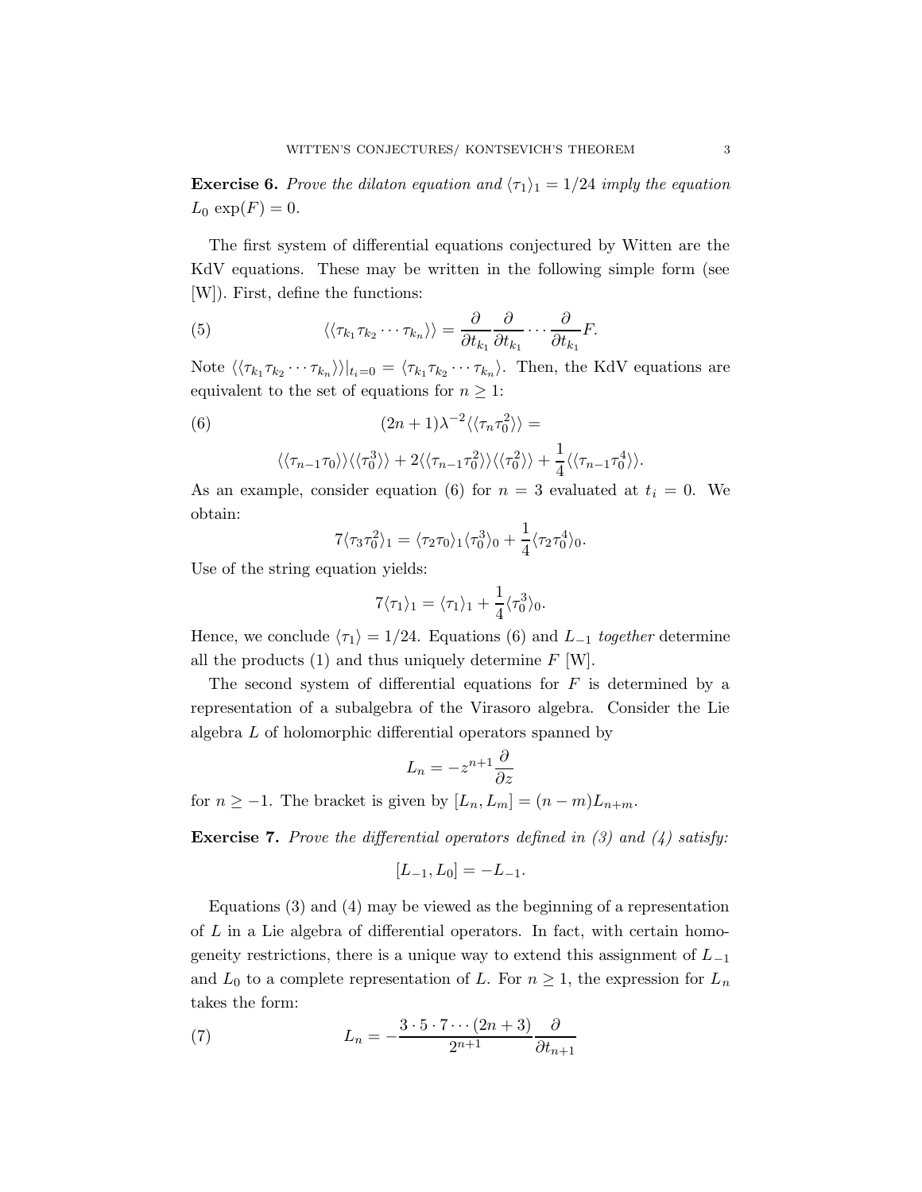**Exercise 6.** *Prove the dilaton equation and $\langle\tau_1\rangle_1 = 1/24$ imply the equation $L_0\ \exp(F) = 0$.*

The first system of differential equations conjectured by Witten are the KdV equations. These may be written in the following simple form (see [W]). First, define the functions:

$$\langle\langle\tau_{k_1}\tau_{k_2}\cdots\tau_{k_n}\rangle\rangle = \frac{\partial}{\partial t_{k_1}}\frac{\partial}{\partial t_{k_1}}\cdots\frac{\partial}{\partial t_{k_1}}F. \tag{5}$$

Note $\langle\langle\tau_{k_1}\tau_{k_2}\cdots\tau_{k_n}\rangle\rangle|_{t_i=0} = \langle\tau_{k_1}\tau_{k_2}\cdots\tau_{k_n}\rangle$. Then, the KdV equations are equivalent to the set of equations for $n \geq 1$:

$$(2n+1)\lambda^{-2}\langle\langle\tau_n\tau_0^2\rangle\rangle = \tag{6}$$

$$\langle\langle\tau_{n-1}\tau_0\rangle\rangle\langle\langle\tau_0^3\rangle\rangle + 2\langle\langle\tau_{n-1}\tau_0^2\rangle\rangle\langle\langle\tau_0^2\rangle\rangle + \frac{1}{4}\langle\langle\tau_{n-1}\tau_0^4\rangle\rangle.$$

As an example, consider equation (6) for $n = 3$ evaluated at $t_i = 0$. We obtain:

$$7\langle\tau_3\tau_0^2\rangle_1 = \langle\tau_2\tau_0\rangle_1\langle\tau_0^3\rangle_0 + \frac{1}{4}\langle\tau_2\tau_0^4\rangle_0.$$

Use of the string equation yields:

$$7\langle\tau_1\rangle_1 = \langle\tau_1\rangle_1 + \frac{1}{4}\langle\tau_0^3\rangle_0.$$

Hence, we conclude $\langle\tau_1\rangle = 1/24$. Equations (6) and $L_{-1}$ *together* determine all the products (1) and thus uniquely determine $F$ [W].

The second system of differential equations for $F$ is determined by a representation of a subalgebra of the Virasoro algebra. Consider the Lie algebra $L$ of holomorphic differential operators spanned by

$$L_n = -z^{n+1}\frac{\partial}{\partial z}$$

for $n \geq -1$. The bracket is given by $[L_n, L_m] = (n-m)L_{n+m}$.

**Exercise 7.** *Prove the differential operators defined in (3) and (4) satisfy:*

$$[L_{-1}, L_0] = -L_{-1}.$$

Equations (3) and (4) may be viewed as the beginning of a representation of $L$ in a Lie algebra of differential operators. In fact, with certain homogeneity restrictions, there is a unique way to extend this assignment of $L_{-1}$ and $L_0$ to a complete representation of $L$. For $n \geq 1$, the expression for $L_n$ takes the form:

$$L_n = -\frac{3\cdot 5\cdot 7\cdots(2n+3)}{2^{n+1}}\frac{\partial}{\partial t_{n+1}} \tag{7}$$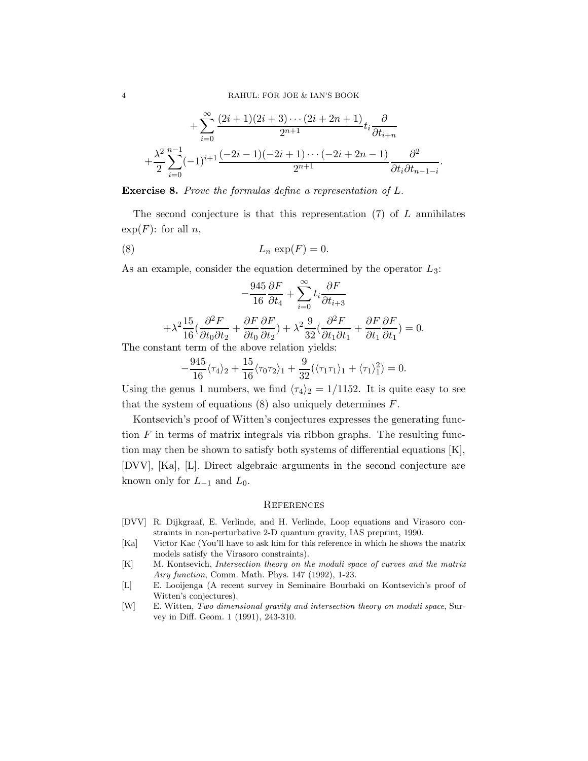$$+\sum_{i=0}^{\infty} \frac{(2i+1)(2i+3)\cdots(2i+2n+1)}{2^{n+1}} t_i \frac{\partial}{\partial t_{i+n}}$$

$$+\frac{\lambda^2}{2} \sum_{i=0}^{n-1} (-1)^{i+1} \frac{(-2i-1)(-2i+1)\cdots(-2i+2n-1)}{2^{n+1}} \frac{\partial^2}{\partial t_i \partial t_{n-1-i}}.$$

**Exercise 8.** *Prove the formulas define a representation of* $L$*.*

The second conjecture is that this representation (7) of $L$ annihilates $\exp(F)$: for all $n$,

$$L_n \exp(F) = 0. \tag{8}$$

As an example, consider the equation determined by the operator $L_3$:

$$-\frac{945}{16} \frac{\partial F}{\partial t_4} + \sum_{i=0}^{\infty} t_i \frac{\partial F}{\partial t_{i+3}}$$

$$+\lambda^2 \frac{15}{16} \left( \frac{\partial^2 F}{\partial t_0 \partial t_2} + \frac{\partial F}{\partial t_0} \frac{\partial F}{\partial t_2} \right) + \lambda^2 \frac{9}{32} \left( \frac{\partial^2 F}{\partial t_1 \partial t_1} + \frac{\partial F}{\partial t_1} \frac{\partial F}{\partial t_1} \right) = 0.$$

The constant term of the above relation yields:

$$-\frac{945}{16} \langle \tau_4 \rangle_2 + \frac{15}{16} \langle \tau_0 \tau_2 \rangle_1 + \frac{9}{32} \left( \langle \tau_1 \tau_1 \rangle_1 + \langle \tau_1 \rangle_1^2 \right) = 0.$$

Using the genus 1 numbers, we find $\langle \tau_4 \rangle_2 = 1/1152$. It is quite easy to see that the system of equations (8) also uniquely determines $F$.

Kontsevich's proof of Witten's conjectures expresses the generating function $F$ in terms of matrix integrals via ribbon graphs. The resulting function may then be shown to satisfy both systems of differential equations [K], [DVV], [Ka], [L]. Direct algebraic arguments in the second conjecture are known only for $L_{-1}$ and $L_0$.

## References

- [DVV] R. Dijkgraaf, E. Verlinde, and H. Verlinde, Loop equations and Virasoro constraints in non-perturbative 2-D quantum gravity, IAS preprint, 1990.
- [Ka] Victor Kac (You'll have to ask him for this reference in which he shows the matrix models satisfy the Virasoro constraints).
- [K] M. Kontsevich, *Intersection theory on the moduli space of curves and the matrix Airy function*, Comm. Math. Phys. 147 (1992), 1-23.
- [L] E. Looijenga (A recent survey in Seminaire Bourbaki on Kontsevich's proof of Witten's conjectures).
- [W] E. Witten, *Two dimensional gravity and intersection theory on moduli space*, Survey in Diff. Geom. 1 (1991), 243-310.